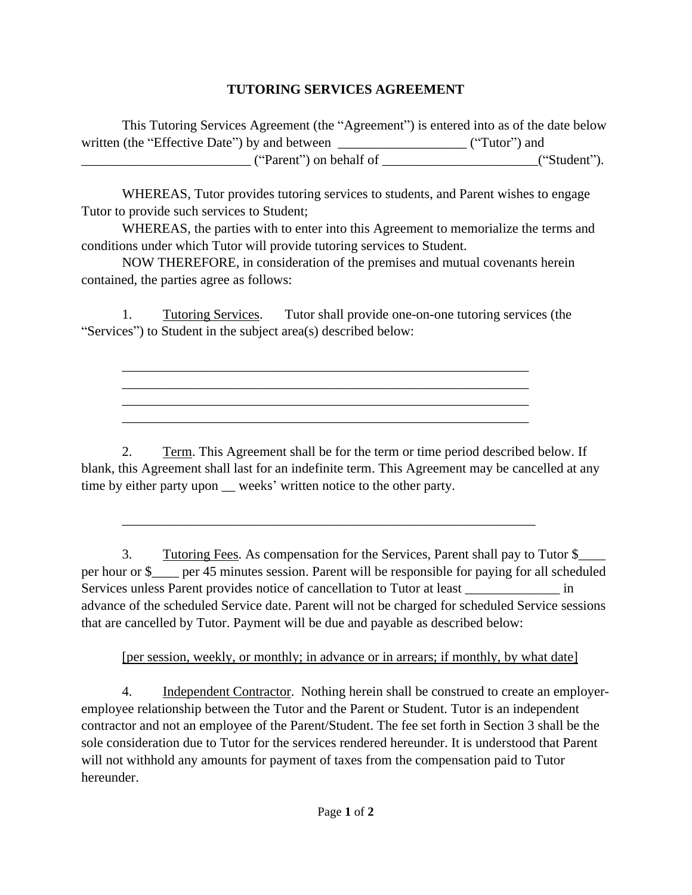# TUTORING SERVICES AGREEMENT

This Tutoring Services Agreement (the "Agreement") is entered into as of the date below written (the "Effective Date") by and between ___________________ ("Tutor") and _________________________ ("Parent") on behalf of _______________________("Student").

WHEREAS, Tutor provides tutoring services to students, and Parent wishes to engage Tutor to provide such services to Student;

WHEREAS, the parties with to enter into this Agreement to memorialize the terms and conditions under which Tutor will provide tutoring services to Student.

NOW THEREFORE, in consideration of the premises and mutual covenants herein contained, the parties agree as follows:

1. Tutoring Services. Tutor shall provide one-on-one tutoring services (the "Services") to Student in the subject area(s) described below:

_______________________________________________________________
_______________________________________________________________
_______________________________________________________________
_______________________________________________________________

2. Term. This Agreement shall be for the term or time period described below. If blank, this Agreement shall last for an indefinite term. This Agreement may be cancelled at any time by either party upon __ weeks' written notice to the other party.

_______________________________________________________________

3. Tutoring Fees. As compensation for the Services, Parent shall pay to Tutor $____ per hour or $____ per 45 minutes session. Parent will be responsible for paying for all scheduled Services unless Parent provides notice of cancellation to Tutor at least ______________ in advance of the scheduled Service date. Parent will not be charged for scheduled Service sessions that are cancelled by Tutor. Payment will be due and payable as described below:

[per session, weekly, or monthly; in advance or in arrears; if monthly, by what date]

4. Independent Contractor. Nothing herein shall be construed to create an employer-employee relationship between the Tutor and the Parent or Student. Tutor is an independent contractor and not an employee of the Parent/Student. The fee set forth in Section 3 shall be the sole consideration due to Tutor for the services rendered hereunder. It is understood that Parent will not withhold any amounts for payment of taxes from the compensation paid to Tutor hereunder.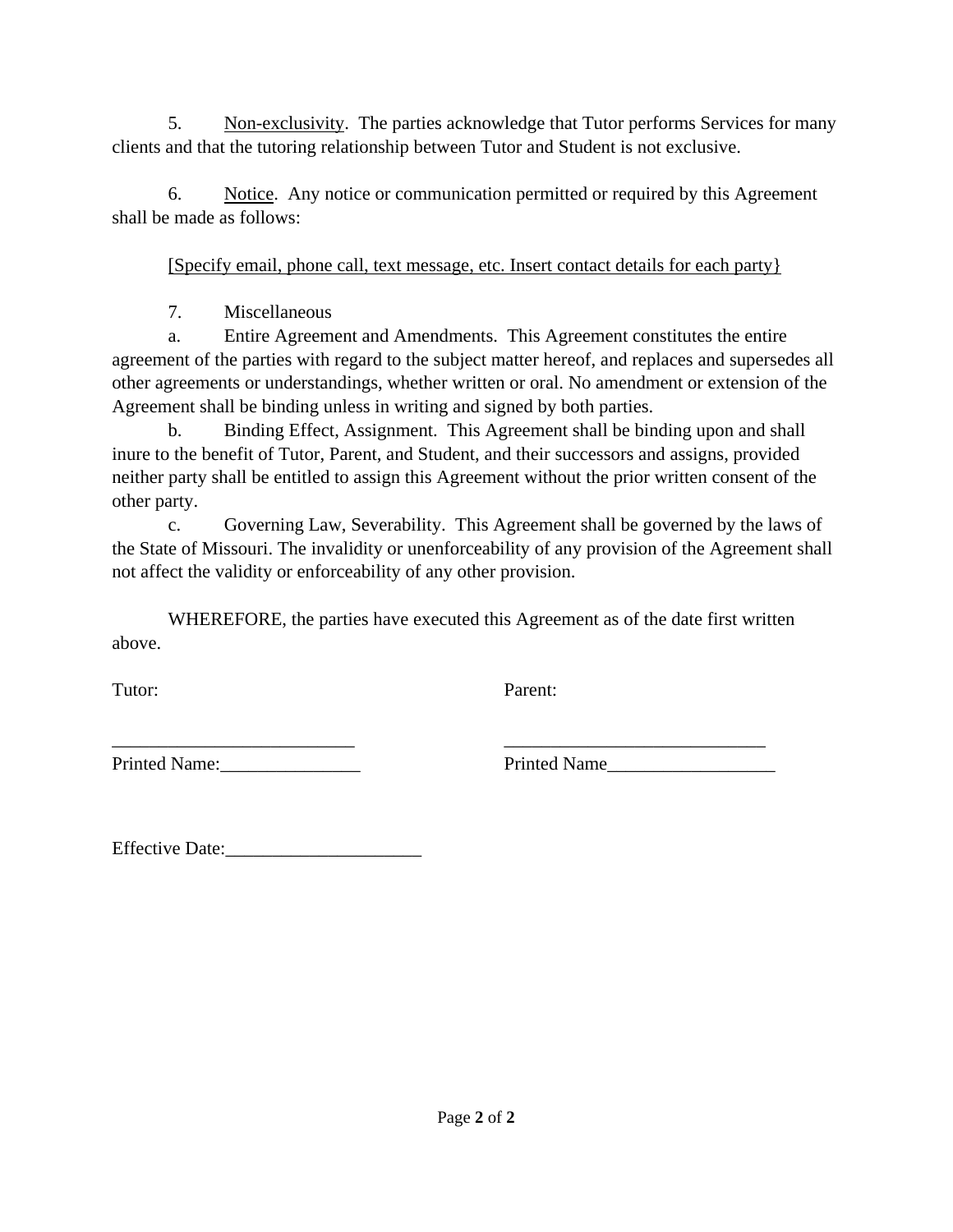5. Non-exclusivity. The parties acknowledge that Tutor performs Services for many clients and that the tutoring relationship between Tutor and Student is not exclusive.

6. Notice. Any notice or communication permitted or required by this Agreement shall be made as follows:

[Specify email, phone call, text message, etc. Insert contact details for each party}

7. Miscellaneous

a. Entire Agreement and Amendments. This Agreement constitutes the entire agreement of the parties with regard to the subject matter hereof, and replaces and supersedes all other agreements or understandings, whether written or oral. No amendment or extension of the Agreement shall be binding unless in writing and signed by both parties.

b. Binding Effect, Assignment. This Agreement shall be binding upon and shall inure to the benefit of Tutor, Parent, and Student, and their successors and assigns, provided neither party shall be entitled to assign this Agreement without the prior written consent of the other party.

c. Governing Law, Severability. This Agreement shall be governed by the laws of the State of Missouri. The invalidity or unenforceability of any provision of the Agreement shall not affect the validity or enforceability of any other provision.

WHEREFORE, the parties have executed this Agreement as of the date first written above.

Tutor:

___________________________

Printed Name:_______________

Parent:

_____________________________

Printed Name__________________

Effective Date:_____________________